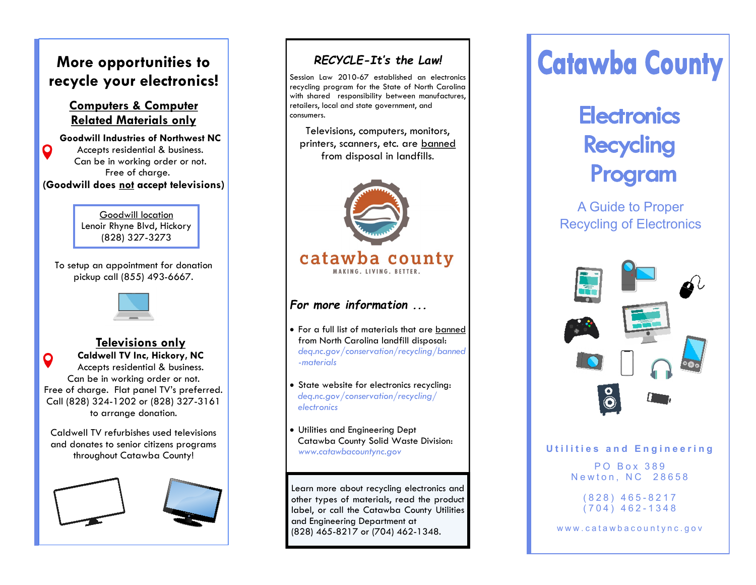# More opportunities to recycle your electronics!

## Computers & Computer Related Materials only

**Goodwill Industries of Northwest NC**
Accepts residential & business.
Can be in working order or not.
Free of charge.
**(Goodwill does not accept televisions)**

Goodwill location
Lenoir Rhyne Blvd, Hickory
(828) 327-3273

To setup an appointment for donation pickup call (855) 493-6667.

## Televisions only

**Caldwell TV Inc, Hickory, NC**
Accepts residential & business.
Can be in working order or not.
Free of charge. Flat panel TV's preferred.
Call (828) 324-1202 or (828) 327-3161 to arrange donation.

Caldwell TV refurbishes used televisions and donates to senior citizens programs throughout Catawba County!

## *RECYCLE-It's the Law!*

Session Law 2010-67 established an electronics recycling program for the State of North Carolina with shared responsibility between manufactures, retailers, local and state government, and consumers.

Televisions, computers, monitors, printers, scanners, etc. are banned from disposal in landfills.

catawba county
MAKING. LIVING. BETTER.

## *For more information ...*

- For a full list of materials that are banned from North Carolina landfill disposal: *deq.nc.gov/conservation/recycling/banned-materials*
- State website for electronics recycling: *deq.nc.gov/conservation/recycling/electronics*
- Utilities and Engineering Dept Catawba County Solid Waste Division: *www.catawbacountync.gov*

Learn more about recycling electronics and other types of materials, read the product label, or call the Catawba County Utilities and Engineering Department at (828) 465-8217 or (704) 462-1348.

# Catawba County

# Electronics Recycling Program

A Guide to Proper Recycling of Electronics

**Utilities and Engineering**

PO Box 389
Newton, NC 28658

(828) 465-8217
(704) 462-1348

www.catawbacountync.gov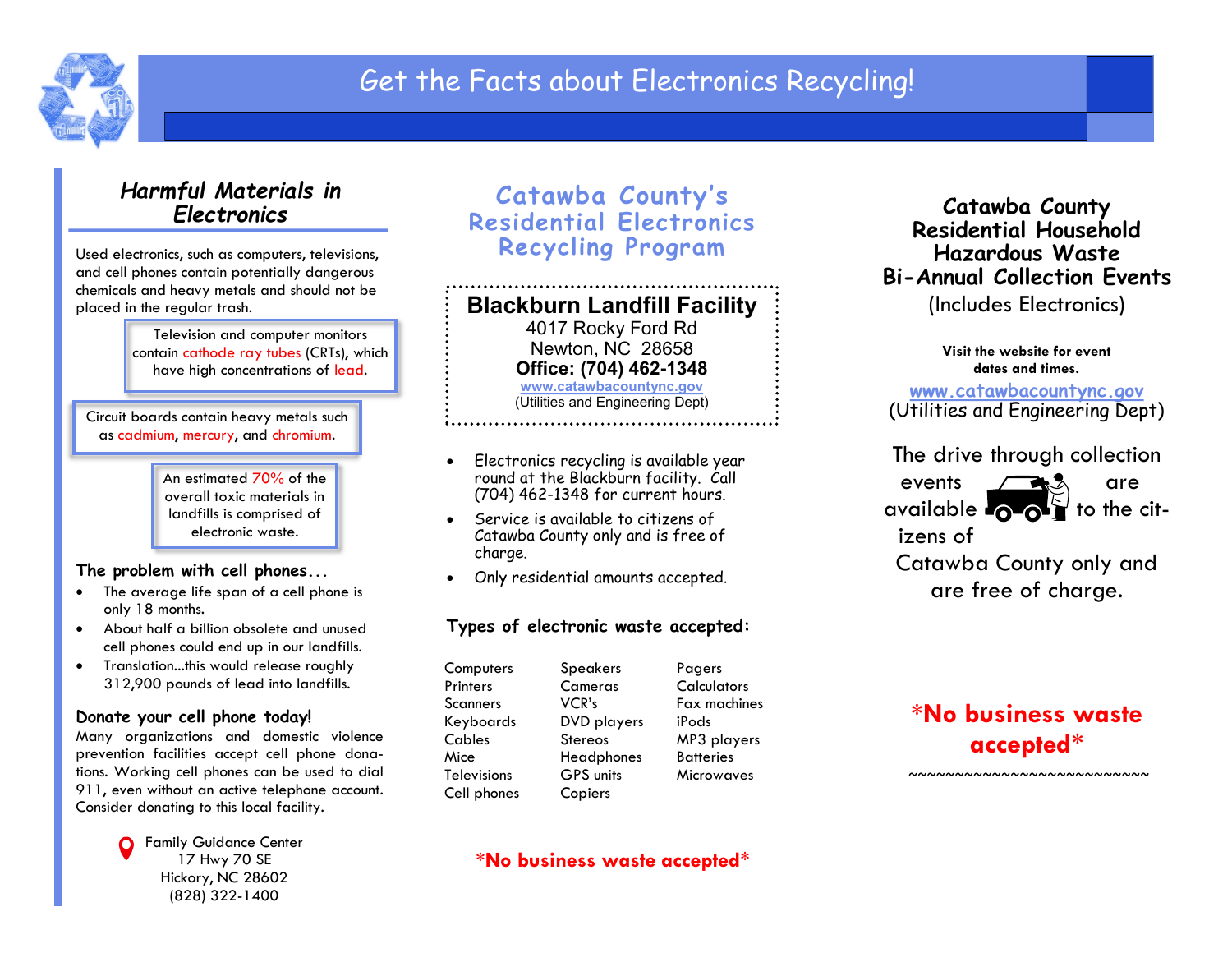# Get the Facts about Electronics Recycling!

## Harmful Materials in Electronics

Used electronics, such as computers, televisions, and cell phones contain potentially dangerous chemicals and heavy metals and should not be placed in the regular trash.

Television and computer monitors contain cathode ray tubes (CRTs), which have high concentrations of lead.

Circuit boards contain heavy metals such as cadmium, mercury, and chromium.

An estimated 70% of the overall toxic materials in landfills is comprised of electronic waste.

**The problem with cell phones...**

- The average life span of a cell phone is only 18 months.
- About half a billion obsolete and unused cell phones could end up in our landfills.
- Translation...this would release roughly 312,900 pounds of lead into landfills.

**Donate your cell phone today!**

Many organizations and domestic violence prevention facilities accept cell phone donations. Working cell phones can be used to dial 911, even without an active telephone account. Consider donating to this local facility.

Family Guidance Center
17 Hwy 70 SE
Hickory, NC 28602
(828) 322-1400

## Catawba County's Residential Electronics Recycling Program

**Blackburn Landfill Facility**
4017 Rocky Ford Rd
Newton, NC 28658
**Office: (704) 462-1348**
www.catawbacountync.gov
(Utilities and Engineering Dept)

- Electronics recycling is available year round at the Blackburn facility. Call (704) 462-1348 for current hours.
- Service is available to citizens of Catawba County only and is free of charge.
- Only residential amounts accepted.

**Types of electronic waste accepted:**

| | | |
|---|---|---|
| Computers | Speakers | Pagers |
| Printers | Cameras | Calculators |
| Scanners | VCR's | Fax machines |
| Keyboards | DVD players | iPods |
| Cables | Stereos | MP3 players |
| Mice | Headphones | Batteries |
| Televisions | GPS units | Microwaves |
| Cell phones | Copiers | |

***No business waste accepted***

## Catawba County Residential Household Hazardous Waste Bi-Annual Collection Events

(Includes Electronics)

**Visit the website for event dates and times.**

www.catawbacountync.gov
(Utilities and Engineering Dept)

The drive through collection events are available to the citizens of Catawba County only and are free of charge.

***No business waste accepted***

~~~~~~~~~~~~~~~~~~~~~~~~~~~